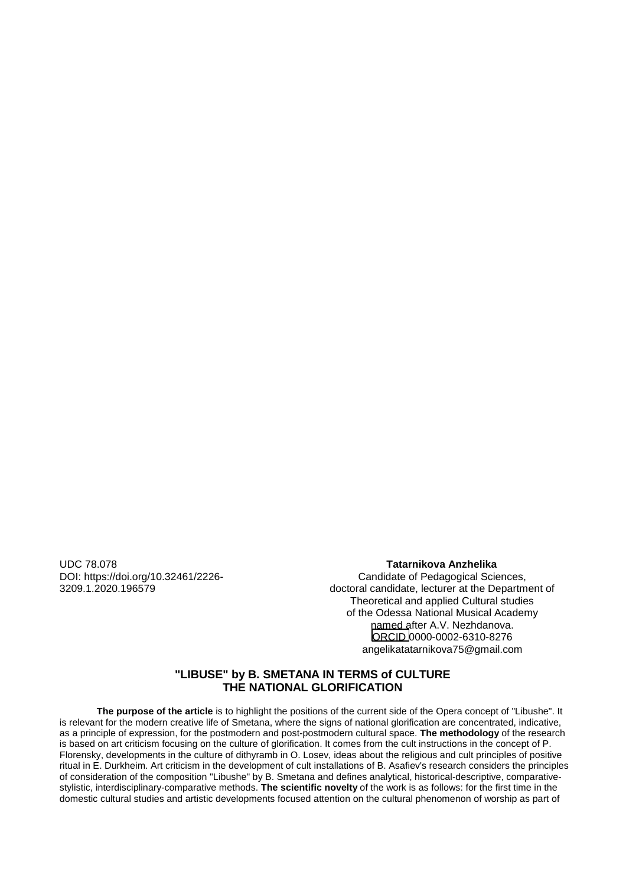UDC 78.078
DOI: https://doi.org/10.32461/2226-3209.1.2020.196579

**Tatarnikova Anzhelika**
Candidate of Pedagogical Sciences,
doctoral candidate, lecturer at the Department of Theoretical and applied Cultural studies
of the Odessa National Musical Academy
named after A.V. Nezhdanova.
ORCID 0000-0002-6310-8276
angelikatatarnikova75@gmail.com

## "LIBUSE" by B. SMETANA IN TERMS of CULTURE THE NATIONAL GLORIFICATION

**The purpose of the article** is to highlight the positions of the current side of the Opera concept of "Libushe". It is relevant for the modern creative life of Smetana, where the signs of national glorification are concentrated, indicative, as a principle of expression, for the postmodern and post-postmodern cultural space. **The methodology** of the research is based on art criticism focusing on the culture of glorification. It comes from the cult instructions in the concept of P. Florensky, developments in the culture of dithyramb in O. Losev, ideas about the religious and cult principles of positive ritual in E. Durkheim. Art criticism in the development of cult installations of B. Asafiev's research considers the principles of consideration of the composition "Libushe" by B. Smetana and defines analytical, historical-descriptive, comparative-stylistic, interdisciplinary-comparative methods. **The scientific novelty** of the work is as follows: for the first time in the domestic cultural studies and artistic developments focused attention on the cultural phenomenon of worship as part of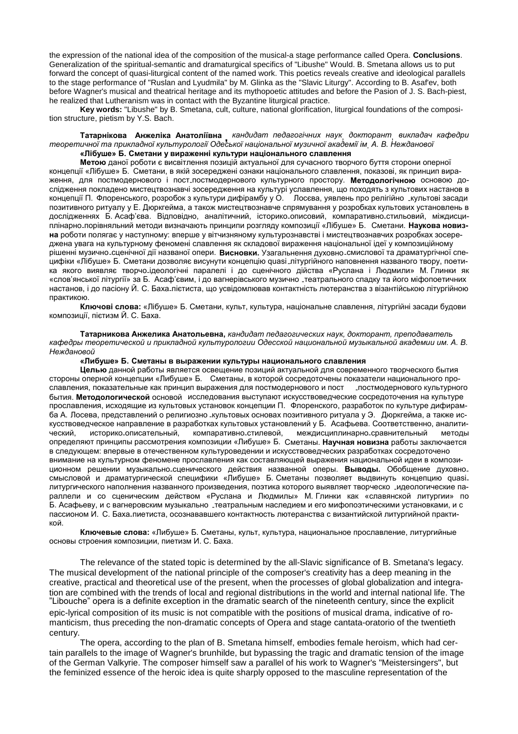the expression of the national idea of the composition of the musical-a stage performance called Opera. **Conclusions**. Generalization of the spiritual-semantic and dramaturgical specifics of "Libushe" Would. B. Smetana allows us to put forward the concept of quasi-liturgical content of the named work. This poetics reveals creative and ideological parallels to the stage performance of "Ruslan and Lyudmila" by M. Glinka as the "Slavic Liturgy". According to B. Asaf'ev, both before Wagner's musical and theatrical heritage and its mythopoetic attitudes and before the Pasion of J. S. Bach-piest, he realized that Lutheranism was in contact with the Byzantine liturgical practice.

**Key words:** "Libushe" by B. Smetana, cult, culture, national glorification, liturgical foundations of the composition structure, pietism by Y.S. Bach.

**Татарнікова Анжеліка Анатоліївна**, *кандидат педагогічних наук, докторант, викладач кафедри теоретичної та прикладної культурології Одеської національної музичної академії ім. А. В. Нежданової*

**«Лібуше» Б. Сметани у вираженні культури національного славлення**

**Метою** даної роботи є висвітлення позицій актуальної для сучасного творчого буття сторони оперної концепції «Лібуше» Б. Сметани, в якій зосереджені ознаки національного славлення, показові, як принцип вираження, для постмодернового і пост-постмодернового культурного простору. **Методологічною** основою дослідження покладено мистецтвознавчі зосередження на культурі уславлення, що походять з культових настанов в концепції П. Флоренського, розробок з культури дифірамбу у О. Лосєва, уявлень про релігійно-культові засади позитивного ритуалу у Е. Дюркгейма, а також мистецтвознавче спрямування у розробках культових установлень в дослідженнях Б. Асаф'єва. Відповідно, аналітичний, історико-описовий, компаративно-стильовий, міждисциплінарно-порівняльний методи визначають принципи розгляду композиції «Лібуше» Б. Сметани. **Наукова новизна** роботи полягає у наступному: вперше у вітчизняному культурознавстві і мистецтвознавчих розробках зосереджена увага на культурному феномені славлення як складової вираження національної ідеї у композиційному рішенні музично-сценічної дії названої опери. **Висновки.** Узагальнення духовно-смислової та драматургічної специфіки «Лібуше» Б. Сметани дозволяє висунути концепцію quasi-літургійного наповнення названого твору, поетика якого виявляє творчо-ідеологічні паралелі і до сценічного дійства «Руслана і Людмили» М. Глинки як «слов'янської літургії» за Б. Асаф'євим, і до вагнерівського музично-театрального спадку та його міфопоетичних настанов, і до пасіону Й. С. Баха-пієтиста, що усвідомлював контактність лютеранства з візантійською літургійною практикою.

**Ключові слова:** «Лібуше» Б. Сметани, культ, культура, національне славлення, літургійні засади будови композиції, пієтизм Й. С. Баха.

**Татарникова Анжелика Анатольевна,** *кандидат педагогических наук, докторант, преподаватель кафедры теоретической и прикладной культурологии Одесской национальной музыкальной академии им. А. В. Нежданової*

**«Либуше» Б. Сметаны в выражении культуры национального славления**

**Целью** данной работы является освещение позиций актуальной для современного творческого бытия стороны оперной концепции «Либуше» Б. Сметаны, в которой сосредоточены показатели национального прославления, показательные как принцип выражения для постмодернового и пост-постмодернового культурного бытия. **Методологической** основой исследования выступают искусствоведческие сосредоточения на культуре прославления, исходящие из культовых установок концепции П. Флоренского, разработок по культуре дифирамба А. Лосева, представлений о религиозно-культовых основах позитивного ритуала у Э. Дюркгейма, а также искусствоведческое направление в разработках культовых установлений у Б. Асафьева. Соответственно, аналитический, историко-описательный, компаративно-стилевой, междисциплинарно-сравнительный методы определяют принципы рассмотрения композиции «Либуше» Б. Сметаны. **Научная новизна** работы заключается в следующем: впервые в отечественном культуроведении и искусствоведческих разработках сосредоточено внимание на культурном феномене прославления как составляющей выражения национальной идеи в композиционном решении музыкально-сценического действия названной оперы. **Выводы.** Обобщение духовно-смысловой и драматургической специфики «Либуше» Б. Сметаны позволяет выдвинуть концепцию quasi-литургического наполнения названного произведения, поэтика которого выявляет творческо-идеологические параллели и со сценическим действом «Руслана и Людмилы» М. Глинки как «славянской литургии» по Б. Асафьеву, и с вагнеровским музыкально-театральным наследием и его мифопоэтическими установками, и с пассионом И. С. Баха-пиетиста, осознававшего контактность лютеранства с византийской литургийной практикой.

**Ключевые слова:** «Либуше» Б. Сметаны, культ, культура, национальное прославление, литургийные основы строения композиции, пиетизм И. С. Баха.

The relevance of the stated topic is determined by the all-Slavic significance of B. Smetana's legacy. The musical development of the national principle of the composer's creativity has a deep meaning in the creative, practical and theoretical use of the present, when the processes of global globalization and integration are combined with the trends of local and regional distributions in the world and internal national life. The "Libouche" opera is a definite exception in the dramatic search of the nineteenth century, since the explicit epic-lyrical composition of its music is not compatible with the positions of musical drama, indicative of romanticism, thus preceding the non-dramatic concepts of Opera and stage cantata-oratorio of the twentieth century.

The opera, according to the plan of B. Smetana himself, embodies female heroism, which had certain parallels to the image of Wagner's brunhilde, but bypassing the tragic and dramatic tension of the image of the German Valkyrie. The composer himself saw a parallel of his work to Wagner's "Meistersingers", but the feminized essence of the heroic idea is quite sharply opposed to the masculine representation of the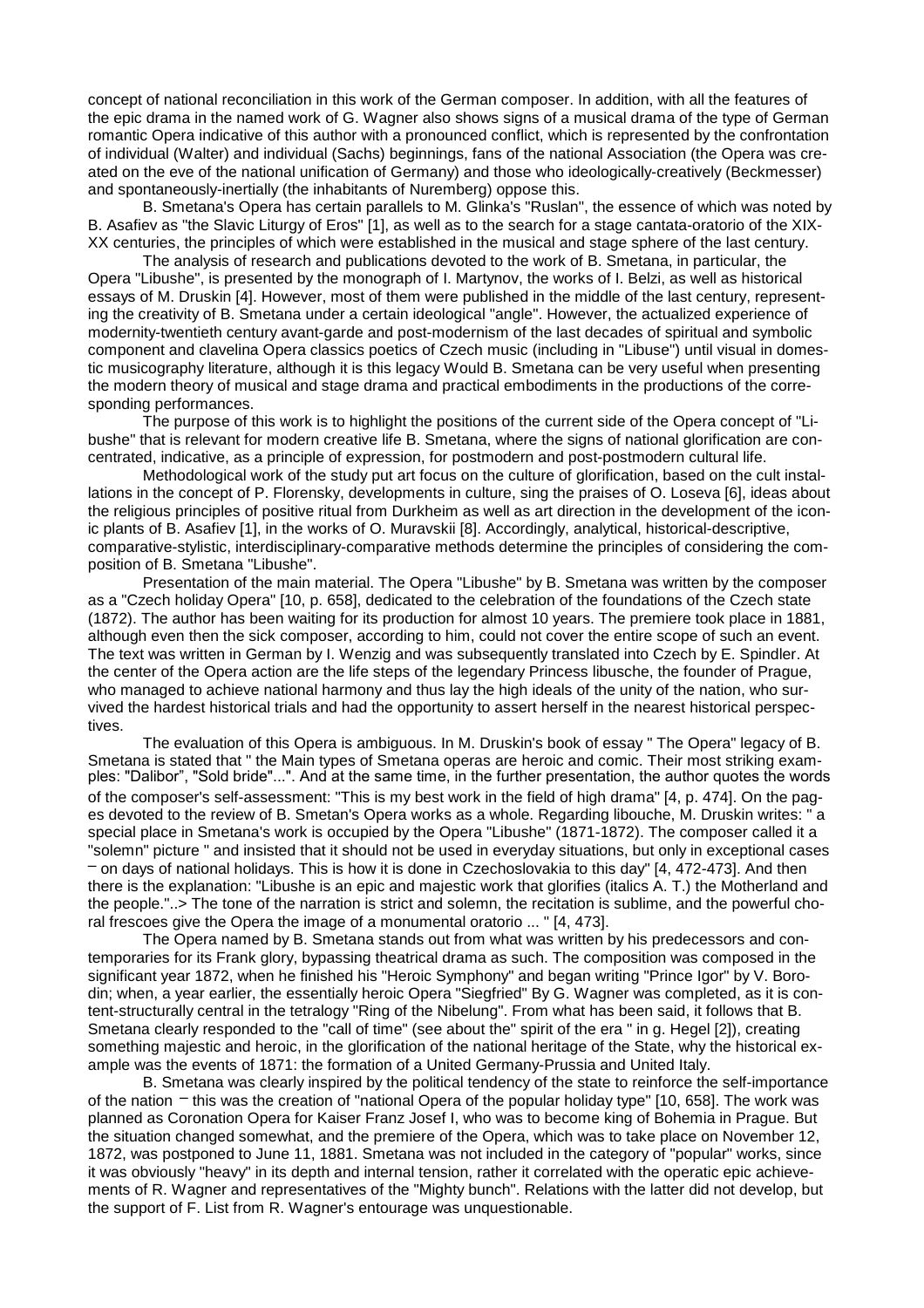concept of national reconciliation in this work of the German composer. In addition, with all the features of the epic drama in the named work of G. Wagner also shows signs of a musical drama of the type of German romantic Opera indicative of this author with a pronounced conflict, which is represented by the confrontation of individual (Walter) and individual (Sachs) beginnings, fans of the national Association (the Opera was created on the eve of the national unification of Germany) and those who ideologically-creatively (Beckmesser) and spontaneously-inertially (the inhabitants of Nuremberg) oppose this.

B. Smetana's Opera has certain parallels to M. Glinka's "Ruslan", the essence of which was noted by B. Asafiev as "the Slavic Liturgy of Eros" [1], as well as to the search for a stage cantata-oratorio of the XIX-XX centuries, the principles of which were established in the musical and stage sphere of the last century.

The analysis of research and publications devoted to the work of B. Smetana, in particular, the Opera "Libushe", is presented by the monograph of I. Martynov, the works of I. Belzi, as well as historical essays of M. Druskin [4]. However, most of them were published in the middle of the last century, representing the creativity of B. Smetana under a certain ideological "angle". However, the actualized experience of modernity-twentieth century avant-garde and post-modernism of the last decades of spiritual and symbolic component and clavelina Opera classics poetics of Czech music (including in "Libuse") until visual in domestic musicography literature, although it is this legacy Would B. Smetana can be very useful when presenting the modern theory of musical and stage drama and practical embodiments in the productions of the corresponding performances.

The purpose of this work is to highlight the positions of the current side of the Opera concept of "Libushe" that is relevant for modern creative life B. Smetana, where the signs of national glorification are concentrated, indicative, as a principle of expression, for postmodern and post-postmodern cultural life.

Methodological work of the study put art focus on the culture of glorification, based on the cult installations in the concept of P. Florensky, developments in culture, sing the praises of O. Loseva [6], ideas about the religious principles of positive ritual from Durkheim as well as art direction in the development of the iconic plants of B. Asafiev [1], in the works of O. Muravskii [8]. Accordingly, analytical, historical-descriptive, comparative-stylistic, interdisciplinary-comparative methods determine the principles of considering the composition of B. Smetana "Libushe".

Presentation of the main material. The Opera "Libushe" by B. Smetana was written by the composer as a "Czech holiday Opera" [10, p. 658], dedicated to the celebration of the foundations of the Czech state (1872). The author has been waiting for its production for almost 10 years. The premiere took place in 1881, although even then the sick composer, according to him, could not cover the entire scope of such an event. The text was written in German by I. Wenzig and was subsequently translated into Czech by E. Spindler. At the center of the Opera action are the life steps of the legendary Princess libusche, the founder of Prague, who managed to achieve national harmony and thus lay the high ideals of the unity of the nation, who survived the hardest historical trials and had the opportunity to assert herself in the nearest historical perspectives.

The evaluation of this Opera is ambiguous. In M. Druskin's book of essay " The Opera" legacy of B. Smetana is stated that " the Main types of Smetana operas are heroic and comic. Their most striking examples: "Dalibor", "Sold bride"...". And at the same time, in the further presentation, the author quotes the words of the composer's self-assessment: "This is my best work in the field of high drama" [4, p. 474]. On the pages devoted to the review of B. Smetan's Opera works as a whole. Regarding libouche, M. Druskin writes: " a special place in Smetana's work is occupied by the Opera "Libushe" (1871-1872). The composer called it a "solemn" picture " and insisted that it should not be used in everyday situations, but only in exceptional cases – on days of national holidays. This is how it is done in Czechoslovakia to this day" [4, 472-473]. And then there is the explanation: "Libushe is an epic and majestic work that glorifies (italics A. T.) the Motherland and the people."..> The tone of the narration is strict and solemn, the recitation is sublime, and the powerful choral frescoes give the Opera the image of a monumental oratorio ... " [4, 473].

The Opera named by B. Smetana stands out from what was written by his predecessors and contemporaries for its Frank glory, bypassing theatrical drama as such. The composition was composed in the significant year 1872, when he finished his "Heroic Symphony" and began writing "Prince Igor" by V. Borodin; when, a year earlier, the essentially heroic Opera "Siegfried" By G. Wagner was completed, as it is content-structurally central in the tetralogy "Ring of the Nibelung". From what has been said, it follows that B. Smetana clearly responded to the "call of time" (see about the" spirit of the era " in g. Hegel [2]), creating something majestic and heroic, in the glorification of the national heritage of the State, why the historical example was the events of 1871: the formation of a United Germany-Prussia and United Italy.

B. Smetana was clearly inspired by the political tendency of the state to reinforce the self-importance of the nation – this was the creation of "national Opera of the popular holiday type" [10, 658]. The work was planned as Coronation Opera for Kaiser Franz Josef I, who was to become king of Bohemia in Prague. But the situation changed somewhat, and the premiere of the Opera, which was to take place on November 12, 1872, was postponed to June 11, 1881. Smetana was not included in the category of "popular" works, since it was obviously "heavy" in its depth and internal tension, rather it correlated with the operatic epic achievements of R. Wagner and representatives of the "Mighty bunch". Relations with the latter did not develop, but the support of F. List from R. Wagner's entourage was unquestionable.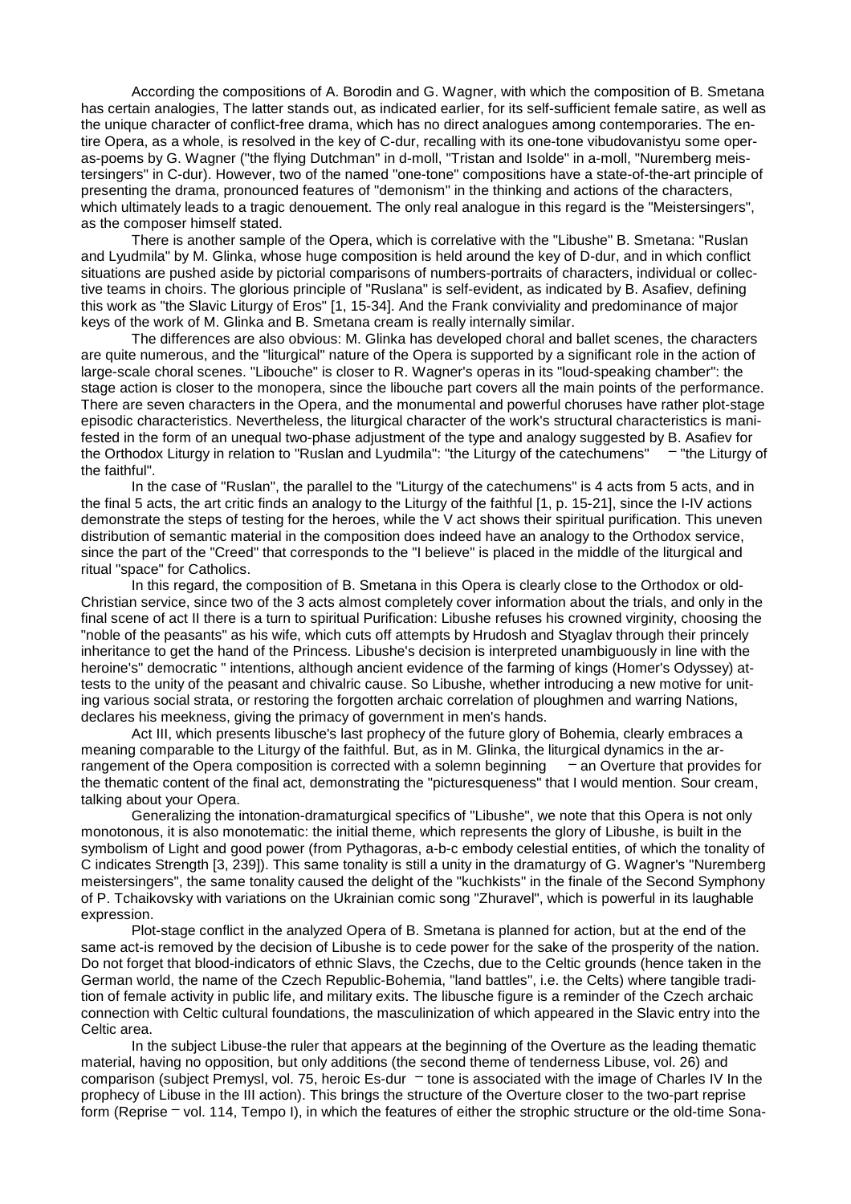According the compositions of A. Borodin and G. Wagner, with which the composition of B. Smetana has certain analogies, The latter stands out, as indicated earlier, for its self-sufficient female satire, as well as the unique character of conflict-free drama, which has no direct analogues among contemporaries. The entire Opera, as a whole, is resolved in the key of C-dur, recalling with its one-tone vibudovanistyu some operas-poems by G. Wagner ("the flying Dutchman" in d-moll, "Tristan and Isolde" in a-moll, "Nuremberg meistersingers" in C-dur). However, two of the named "one-tone" compositions have a state-of-the-art principle of presenting the drama, pronounced features of "demonism" in the thinking and actions of the characters, which ultimately leads to a tragic denouement. The only real analogue in this regard is the "Meistersingers", as the composer himself stated.

There is another sample of the Opera, which is correlative with the "Libushe" B. Smetana: "Ruslan and Lyudmila" by M. Glinka, whose huge composition is held around the key of D-dur, and in which conflict situations are pushed aside by pictorial comparisons of numbers-portraits of characters, individual or collective teams in choirs. The glorious principle of "Ruslana" is self-evident, as indicated by B. Asafiev, defining this work as "the Slavic Liturgy of Eros" [1, 15-34]. And the Frank conviviality and predominance of major keys of the work of M. Glinka and B. Smetana cream is really internally similar.

The differences are also obvious: M. Glinka has developed choral and ballet scenes, the characters are quite numerous, and the "liturgical" nature of the Opera is supported by a significant role in the action of large-scale choral scenes. "Libouche" is closer to R. Wagner's operas in its "loud-speaking chamber": the stage action is closer to the monopera, since the libouche part covers all the main points of the performance. There are seven characters in the Opera, and the monumental and powerful choruses have rather plot-stage episodic characteristics. Nevertheless, the liturgical character of the work's structural characteristics is manifested in the form of an unequal two-phase adjustment of the type and analogy suggested by B. Asafiev for the Orthodox Liturgy in relation to "Ruslan and Lyudmila": "the Liturgy of the catechumens" – "the Liturgy of the faithful".

In the case of "Ruslan", the parallel to the "Liturgy of the catechumens" is 4 acts from 5 acts, and in the final 5 acts, the art critic finds an analogy to the Liturgy of the faithful [1, p. 15-21], since the I-IV actions demonstrate the steps of testing for the heroes, while the V act shows their spiritual purification. This uneven distribution of semantic material in the composition does indeed have an analogy to the Orthodox service, since the part of the "Creed" that corresponds to the "I believe" is placed in the middle of the liturgical and ritual "space" for Catholics.

In this regard, the composition of B. Smetana in this Opera is clearly close to the Orthodox or old-Christian service, since two of the 3 acts almost completely cover information about the trials, and only in the final scene of act II there is a turn to spiritual Purification: Libushe refuses his crowned virginity, choosing the "noble of the peasants" as his wife, which cuts off attempts by Hrudosh and Styaglav through their princely inheritance to get the hand of the Princess. Libushe's decision is interpreted unambiguously in line with the heroine's" democratic " intentions, although ancient evidence of the farming of kings (Homer's Odyssey) attests to the unity of the peasant and chivalric cause. So Libushe, whether introducing a new motive for uniting various social strata, or restoring the forgotten archaic correlation of ploughmen and warring Nations, declares his meekness, giving the primacy of government in men's hands.

Act III, which presents libusche's last prophecy of the future glory of Bohemia, clearly embraces a meaning comparable to the Liturgy of the faithful. But, as in M. Glinka, the liturgical dynamics in the arrangement of the Opera composition is corrected with a solemn beginning – an Overture that provides for the thematic content of the final act, demonstrating the "picturesqueness" that I would mention. Sour cream, talking about your Opera.

Generalizing the intonation-dramaturgical specifics of "Libushe", we note that this Opera is not only monotonous, it is also monotematic: the initial theme, which represents the glory of Libushe, is built in the symbolism of Light and good power (from Pythagoras, a-b-c embody celestial entities, of which the tonality of C indicates Strength [3, 239]). This same tonality is still a unity in the dramaturgy of G. Wagner's "Nuremberg meistersingers", the same tonality caused the delight of the "kuchkists" in the finale of the Second Symphony of P. Tchaikovsky with variations on the Ukrainian comic song "Zhuravel", which is powerful in its laughable expression.

Plot-stage conflict in the analyzed Opera of B. Smetana is planned for action, but at the end of the same act-is removed by the decision of Libushe is to cede power for the sake of the prosperity of the nation. Do not forget that blood-indicators of ethnic Slavs, the Czechs, due to the Celtic grounds (hence taken in the German world, the name of the Czech Republic-Bohemia, "land battles", i.e. the Celts) where tangible tradition of female activity in public life, and military exits. The libusche figure is a reminder of the Czech archaic connection with Celtic cultural foundations, the masculinization of which appeared in the Slavic entry into the Celtic area.

In the subject Libuse-the ruler that appears at the beginning of the Overture as the leading thematic material, having no opposition, but only additions (the second theme of tenderness Libuse, vol. 26) and comparison (subject Premysl, vol. 75, heroic Es-dur – tone is associated with the image of Charles IV In the prophecy of Libuse in the III action). This brings the structure of the Overture closer to the two-part reprise form (Reprise – vol. 114, Tempo I), in which the features of either the strophic structure or the old-time Sona-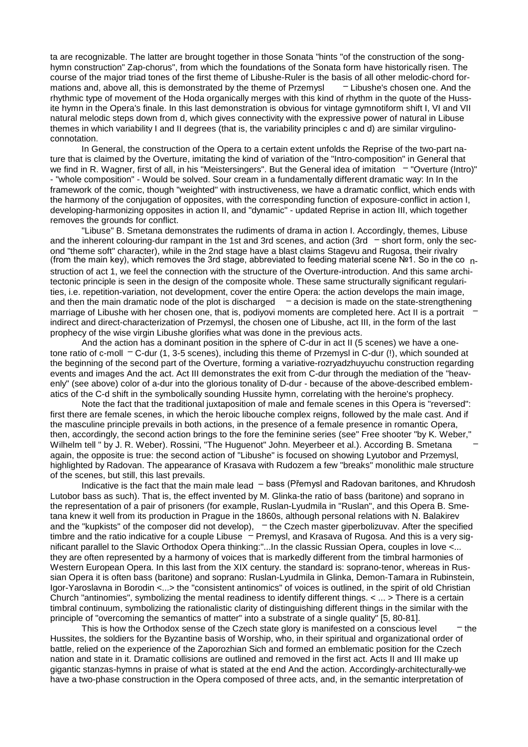ta are recognizable. The latter are brought together in those Sonata "hints "of the construction of the song-hymn construction" Zap-chorus", from which the foundations of the Sonata form have historically risen. The course of the major triad tones of the first theme of Libushe-Ruler is the basis of all other melodic-chord formations and, above all, this is demonstrated by the theme of Przemysl – Libushe's chosen one. And the rhythmic type of movement of the Hoda organically merges with this kind of rhythm in the quote of the Hussite hymn in the Opera's finale. In this last demonstration is obvious for vintage gymnotiform shift I, VI and VII natural melodic steps down from d, which gives connectivity with the expressive power of natural in Libuse themes in which variability I and II degrees (that is, the variability principles c and d) are similar virgulino-connotation.

In General, the construction of the Opera to a certain extent unfolds the Reprise of the two-part nature that is claimed by the Overture, imitating the kind of variation of the "Intro-composition" in General that we find in R. Wagner, first of all, in his "Meistersingers". But the General idea of imitation – "Overture (Intro)" - "whole composition" - Would be solved. Sour cream in a fundamentally different dramatic way: In In the framework of the comic, though "weighted" with instructiveness, we have a dramatic conflict, which ends with the harmony of the conjugation of opposites, with the corresponding function of exposure-conflict in action I, developing-harmonizing opposites in action II, and "dynamic" - updated Reprise in action III, which together removes the grounds for conflict.

"Libuse" B. Smetana demonstrates the rudiments of drama in action I. Accordingly, themes, Libuse and the inherent colouring-dur rampant in the 1st and 3rd scenes, and action (3rd – short form, only the second "theme soft" character), while in the 2nd stage have a blast claims Stagevu and Rugosa, their rivalry (from the main key), which removes the 3rd stage, abbreviated to feeding material scene №1. So in the construction of act 1, we feel the connection with the structure of the Overture-introduction. And this same architectonic principle is seen in the design of the composite whole. These same structurally significant regularities, i.e. repetition-variation, not development, cover the entire Opera: the action develops the main image, and then the main dramatic node of the plot is discharged – a decision is made on the state-strengthening marriage of Libushe with her chosen one, that is, podiyovi moments are completed here. Act II is a portrait – indirect and direct-characterization of Przemysl, the chosen one of Libushe, act III, in the form of the last prophecy of the wise virgin Libushe glorifies what was done in the previous acts.

And the action has a dominant position in the sphere of C-dur in act II (5 scenes) we have a one-tone ratio of c-moll – C-dur (1, 3-5 scenes), including this theme of Przemysl in C-dur (!), which sounded at the beginning of the second part of the Overture, forming a variative-rozryadzhuyuchu construction regarding events and images And the act. Act III demonstrates the exit from C-dur through the mediation of the "heavenly" (see above) color of a-dur into the glorious tonality of D-dur - because of the above-described emblematics of the C-d shift in the symbolically sounding Hussite hymn, correlating with the heroine's prophecy.

Note the fact that the traditional juxtaposition of male and female scenes in this Opera is "reversed": first there are female scenes, in which the heroic libouche complex reigns, followed by the male cast. And if the masculine principle prevails in both actions, in the presence of a female presence in romantic Opera, then, accordingly, the second action brings to the fore the feminine series (see" Free shooter "by K. Weber," Wilhelm tell " by J. R. Weber). Rossini, "The Huguenot" John. Meyerbeer et al.). According B. Smetana – again, the opposite is true: the second action of "Libushe" is focused on showing Lyutobor and Przemysl, highlighted by Radovan. The appearance of Krasava with Rudozem a few "breaks" monolithic male structure of the scenes, but still, this last prevails.

Indicative is the fact that the main male lead – bass (Přemysl and Radovan baritones, and Khrudosh Lutobor bass as such). That is, the effect invented by M. Glinka-the ratio of bass (baritone) and soprano in the representation of a pair of prisoners (for example, Ruslan-Lyudmila in "Ruslan", and this Opera B. Smetana knew it well from its production in Prague in the 1860s, although personal relations with N. Balakirev and the "kupkists" of the composer did not develop), – the Czech master giperbolizuvav. After the specified timbre and the ratio indicative for a couple Libuse – Premysl, and Krasava of Rugosa. And this is a very significant parallel to the Slavic Orthodox Opera thinking:"...In the classic Russian Opera, couples in love <... they are often represented by a harmony of voices that is markedly different from the timbral harmonies of Western European Opera. In this last from the XIX century. the standard is: soprano-tenor, whereas in Russian Opera it is often bass (baritone) and soprano: Ruslan-Lyudmila in Glinka, Demon-Tamara in Rubinstein, Igor-Yaroslavna in Borodin <...> the "consistent antinomics" of voices is outlined, in the spirit of old Christian Church "antinomies", symbolizing the mental readiness to identify different things. < ... > There is a certain timbral continuum, symbolizing the rationalistic clarity of distinguishing different things in the similar with the principle of "overcoming the semantics of matter" into a substrate of a single quality" [5, 80-81].

This is how the Orthodox sense of the Czech state glory is manifested on a conscious level – the Hussites, the soldiers for the Byzantine basis of Worship, who, in their spiritual and organizational order of battle, relied on the experience of the Zaporozhian Sich and formed an emblematic position for the Czech nation and state in it. Dramatic collisions are outlined and removed in the first act. Acts II and III make up gigantic stanzas-hymns in praise of what is stated at the end And the action. Accordingly-architecturally-we have a two-phase construction in the Opera composed of three acts, and, in the semantic interpretation of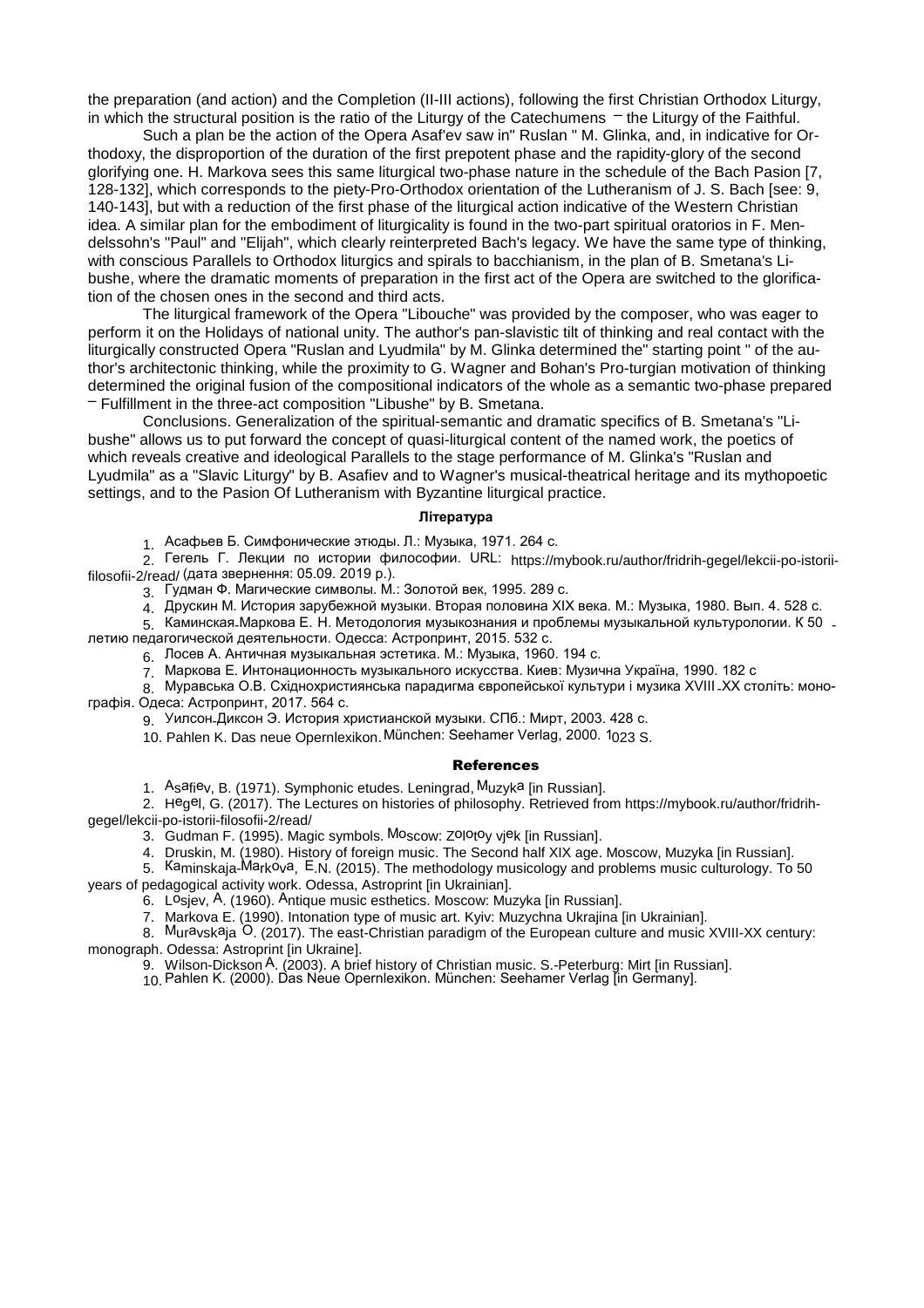the preparation (and action) and the Completion (II-III actions), following the first Christian Orthodox Liturgy, in which the structural position is the ratio of the Liturgy of the Catechumens – the Liturgy of the Faithful.

Such a plan be the action of the Opera Asaf'ev saw in" Ruslan " M. Glinka, and, in indicative for Orthodoxy, the disproportion of the duration of the first prepotent phase and the rapidity-glory of the second glorifying one. H. Markova sees this same liturgical two-phase nature in the schedule of the Bach Pasion [7, 128-132], which corresponds to the piety-Pro-Orthodox orientation of the Lutheranism of J. S. Bach [see: 9, 140-143], but with a reduction of the first phase of the liturgical action indicative of the Western Christian idea. A similar plan for the embodiment of liturgicality is found in the two-part spiritual oratorios in F. Mendelssohn's "Paul" and "Elijah", which clearly reinterpreted Bach's legacy. We have the same type of thinking, with conscious Parallels to Orthodox liturgics and spirals to bacchianism, in the plan of B. Smetana's Libushe, where the dramatic moments of preparation in the first act of the Opera are switched to the glorification of the chosen ones in the second and third acts.

The liturgical framework of the Opera "Libouche" was provided by the composer, who was eager to perform it on the Holidays of national unity. The author's pan-slavistic tilt of thinking and real contact with the liturgically constructed Opera "Ruslan and Lyudmila" by M. Glinka determined the" starting point " of the author's architectonic thinking, while the proximity to G. Wagner and Bohan's Pro-turgian motivation of thinking determined the original fusion of the compositional indicators of the whole as a semantic two-phase prepared – Fulfillment in the three-act composition "Libushe" by B. Smetana.

Conclusions. Generalization of the spiritual-semantic and dramatic specifics of B. Smetana's "Libushe" allows us to put forward the concept of quasi-liturgical content of the named work, the poetics of which reveals creative and ideological Parallels to the stage performance of M. Glinka's "Ruslan and Lyudmila" as a "Slavic Liturgy" by B. Asafiev and to Wagner's musical-theatrical heritage and its mythopoetic settings, and to the Pasion Of Lutheranism with Byzantine liturgical practice.

### Література

1. Асафьев Б. Симфонические этюды. Л.: Музыка, 1971. 264 с.
2. Гегель Г. Лекции по истории философии. URL: https://mybook.ru/author/fridrih-gegel/lekcii-po-istorii-filosofii-2/read/ (дата звернення: 05.09. 2019 р.).
3. Гудман Ф. Магические символы. М.: Золотой век, 1995. 289 с.
4. Друскин М. История зарубежной музыки. Вторая половина XIX века. М.: Музыка, 1980. Вып. 4. 528 с.
5. Каминская-Маркова Е. Н. Методология музыкознания и проблемы музыкальной культурологии. К 50 - летию педагогической деятельности. Одесса: Астропринт, 2015. 532 с.
6. Лосев А. Античная музыкальная эстетика. М.: Музыка, 1960. 194 с.
7. Маркова Е. Интонационность музыкального искусства. Киев: Музична Україна, 1990. 182 с
8. Муравська О.В. Східнохристиянська парадигма європейської культури і музика XVIII-XX століть: монографія. Одеса: Астропринт, 2017. 564 с.
9. Уилсон-Диксон Э. История христианской музыки. СПб.: Мирт, 2003. 428 с.
10. Pahlen K. Das neue Opernlexikon. München: Seehamer Verlag, 2000. 1023 S.

### References

1. Asafiev, B. (1971). Symphonic etudes. Leningrad, Muzyka [in Russian].
2. Hegel, G. (2017). The Lectures on histories of philosophy. Retrieved from https://mybook.ru/author/fridrih-gegel/lekcii-po-istorii-filosofii-2/read/
3. Gudman F. (1995). Magic symbols. Moscow: Zolotoy vjek [in Russian].
4. Druskin, M. (1980). History of foreign music. The Second half XIX age. Moscow, Muzyka [in Russian].
5. Kaminskaja-Markova, E.N. (2015). The methodology musicology and problems music culturology. To 50 years of pedagogical activity work. Odessa, Astroprint [in Ukrainian].
6. Losjev, A. (1960). Antique music esthetics. Moscow: Muzyka [in Russian].
7. Markova E. (1990). Intonation type of music art. Kyiv: Muzychna Ukrajina [in Ukrainian].
8. Muravskaja O. (2017). The east-Christian paradigm of the European culture and music XVIII-XX century: monograph. Odessa: Astroprint [in Ukraine].
9. Wilson-Dickson A. (2003). A brief history of Christian music. S.-Peterburg: Mirt [in Russian].
10. Pahlen K. (2000). Das Neue Opernlexikon. München: Seehamer Verlag [in Germany].